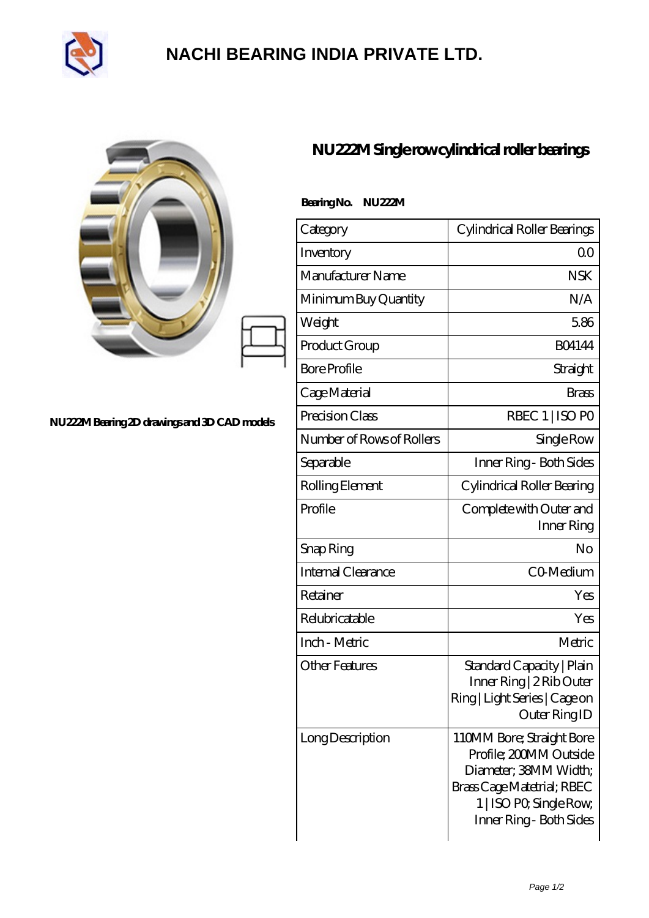# NACHI BEARING INDIA PRIVATE LTD.

NU222M Bearing 2D drawings and 3D CAD models

## NU222M Single row cylindrical roller bearings

**Bearing No. NU222M**

| Category | Cylindrical Roller Bearings |
|---|---|
| Inventory | 0.0 |
| Manufacturer Name | NSK |
| Minimum Buy Quantity | N/A |
| Weight | 5.86 |
| Product Group | B04144 |
| Bore Profile | Straight |
| Cage Material | Brass |
| Precision Class | RBEC 1 \| ISO P0 |
| Number of Rows of Rollers | Single Row |
| Separable | Inner Ring - Both Sides |
| Rolling Element | Cylindrical Roller Bearing |
| Profile | Complete with Outer and Inner Ring |
| Snap Ring | No |
| Internal Clearance | C0-Medium |
| Retainer | Yes |
| Relubricatable | Yes |
| Inch - Metric | Metric |
| Other Features | Standard Capacity \| Plain Inner Ring \| 2 Rib Outer Ring \| Light Series \| Cage on Outer Ring ID |
| Long Description | 110MM Bore; Straight Bore Profile; 200MM Outside Diameter; 38MM Width; Brass Cage Matetrial; RBEC 1 \| ISO P0; Single Row; Inner Ring - Both Sides |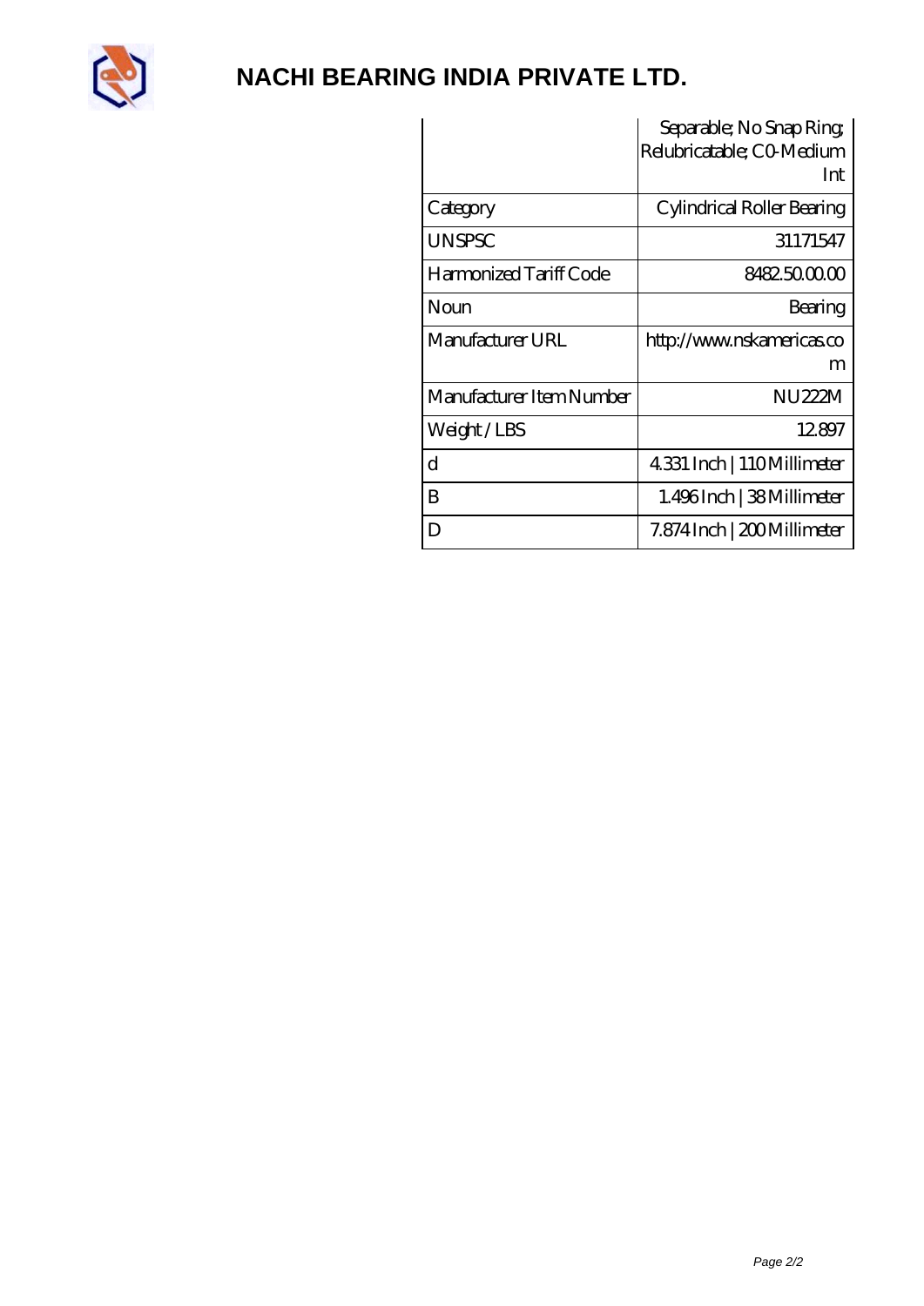# NACHI BEARING INDIA PRIVATE LTD.

| | |
|---|---|
| | Separable; No Snap Ring; Relubricatable; C0-Medium Int |
| Category | Cylindrical Roller Bearing |
| UNSPSC | 31171547 |
| Harmonized Tariff Code | 8482.50.00.00 |
| Noun | Bearing |
| Manufacturer URL | http://www.nskamericas.com |
| Manufacturer Item Number | NU222M |
| Weight / LBS | 12.897 |
| d | 4.331 Inch \| 110 Millimeter |
| B | 1.496 Inch \| 38 Millimeter |
| D | 7.874 Inch \| 200 Millimeter |